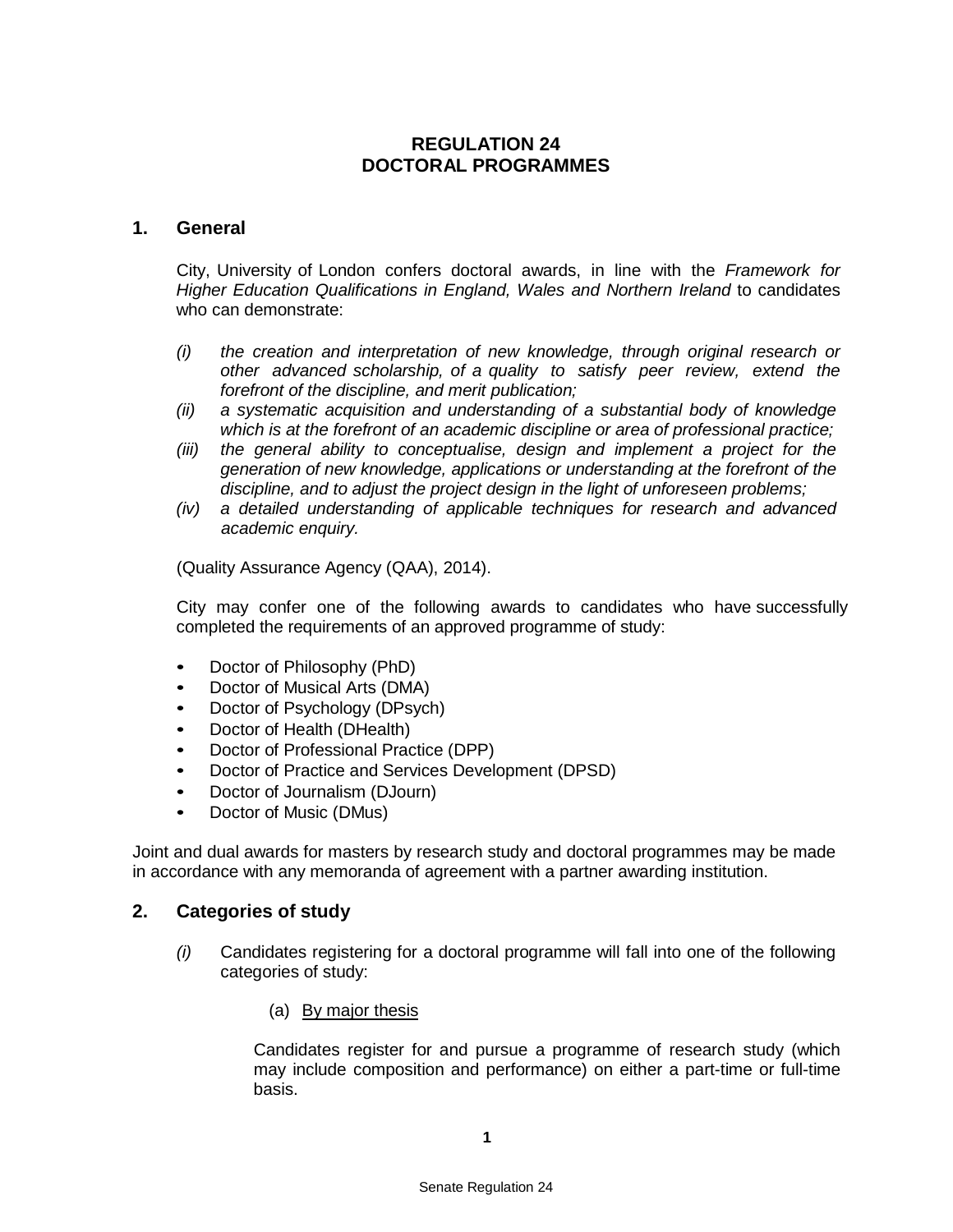# REGULATION 24
# DOCTORAL PROGRAMMES

## 1. General

City, University of London confers doctoral awards, in line with the *Framework for Higher Education Qualifications in England, Wales and Northern Ireland* to candidates who can demonstrate:

*(i) the creation and interpretation of new knowledge, through original research or other advanced scholarship, of a quality to satisfy peer review, extend the forefront of the discipline, and merit publication;*
*(ii) a systematic acquisition and understanding of a substantial body of knowledge which is at the forefront of an academic discipline or area of professional practice;*
*(iii) the general ability to conceptualise, design and implement a project for the generation of new knowledge, applications or understanding at the forefront of the discipline, and to adjust the project design in the light of unforeseen problems;*
*(iv) a detailed understanding of applicable techniques for research and advanced academic enquiry.*

(Quality Assurance Agency (QAA), 2014).

City may confer one of the following awards to candidates who have successfully completed the requirements of an approved programme of study:

- Doctor of Philosophy (PhD)
- Doctor of Musical Arts (DMA)
- Doctor of Psychology (DPsych)
- Doctor of Health (DHealth)
- Doctor of Professional Practice (DPP)
- Doctor of Practice and Services Development (DPSD)
- Doctor of Journalism (DJourn)
- Doctor of Music (DMus)

Joint and dual awards for masters by research study and doctoral programmes may be made in accordance with any memoranda of agreement with a partner awarding institution.

## 2. Categories of study

*(i)* Candidates registering for a doctoral programme will fall into one of the following categories of study:

(a) <u>By major thesis</u>

Candidates register for and pursue a programme of research study (which may include composition and performance) on either a part-time or full-time basis.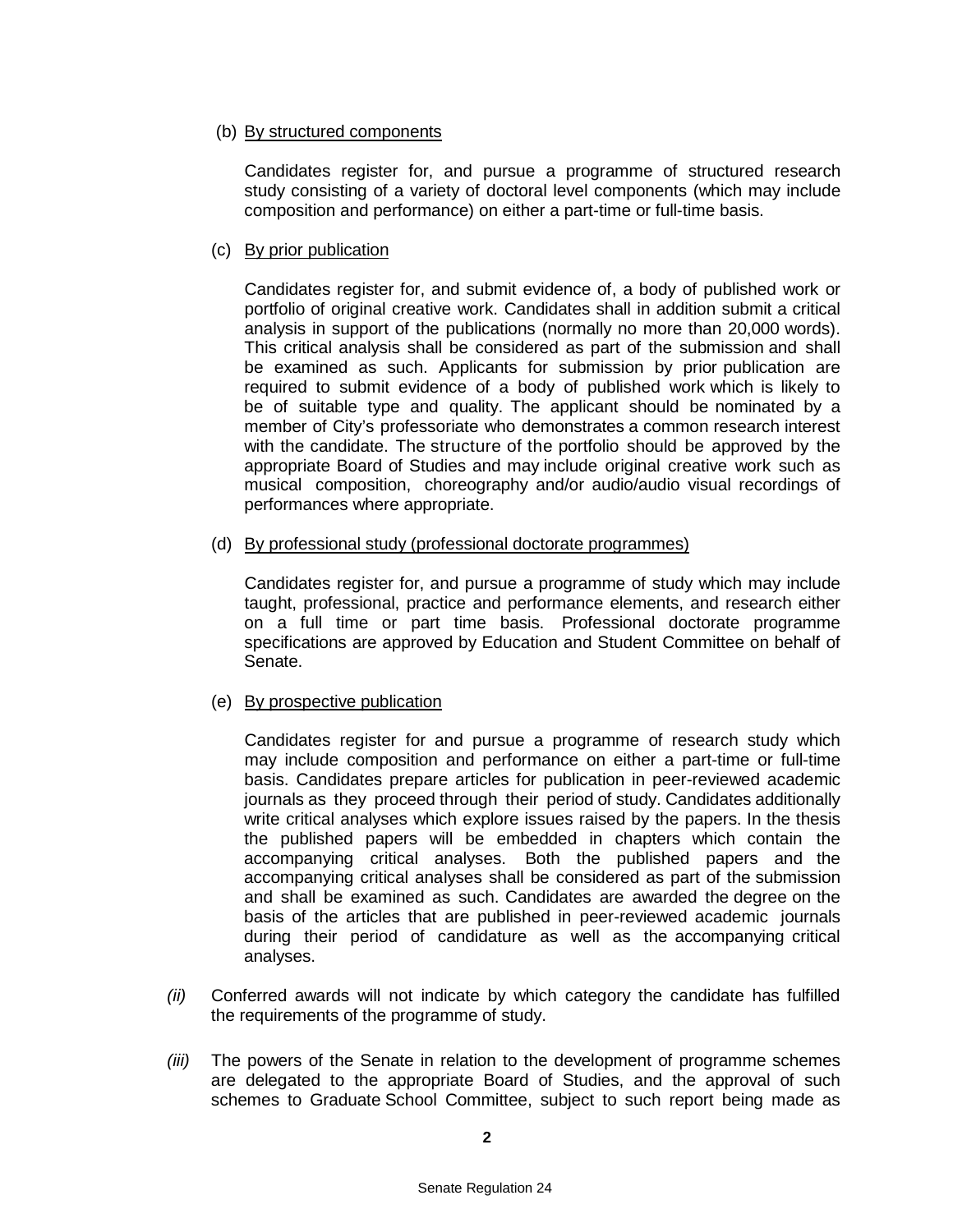(b) By structured components

Candidates register for, and pursue a programme of structured research study consisting of a variety of doctoral level components (which may include composition and performance) on either a part-time or full-time basis.

(c) By prior publication

Candidates register for, and submit evidence of, a body of published work or portfolio of original creative work. Candidates shall in addition submit a critical analysis in support of the publications (normally no more than 20,000 words). This critical analysis shall be considered as part of the submission and shall be examined as such. Applicants for submission by prior publication are required to submit evidence of a body of published work which is likely to be of suitable type and quality. The applicant should be nominated by a member of City's professoriate who demonstrates a common research interest with the candidate. The structure of the portfolio should be approved by the appropriate Board of Studies and may include original creative work such as musical composition, choreography and/or audio/audio visual recordings of performances where appropriate.

(d) By professional study (professional doctorate programmes)

Candidates register for, and pursue a programme of study which may include taught, professional, practice and performance elements, and research either on a full time or part time basis. Professional doctorate programme specifications are approved by Education and Student Committee on behalf of Senate.

(e) By prospective publication

Candidates register for and pursue a programme of research study which may include composition and performance on either a part-time or full-time basis. Candidates prepare articles for publication in peer-reviewed academic journals as they proceed through their period of study. Candidates additionally write critical analyses which explore issues raised by the papers. In the thesis the published papers will be embedded in chapters which contain the accompanying critical analyses. Both the published papers and the accompanying critical analyses shall be considered as part of the submission and shall be examined as such. Candidates are awarded the degree on the basis of the articles that are published in peer-reviewed academic journals during their period of candidature as well as the accompanying critical analyses.

*(ii)* Conferred awards will not indicate by which category the candidate has fulfilled the requirements of the programme of study.

*(iii)* The powers of the Senate in relation to the development of programme schemes are delegated to the appropriate Board of Studies, and the approval of such schemes to Graduate School Committee, subject to such report being made as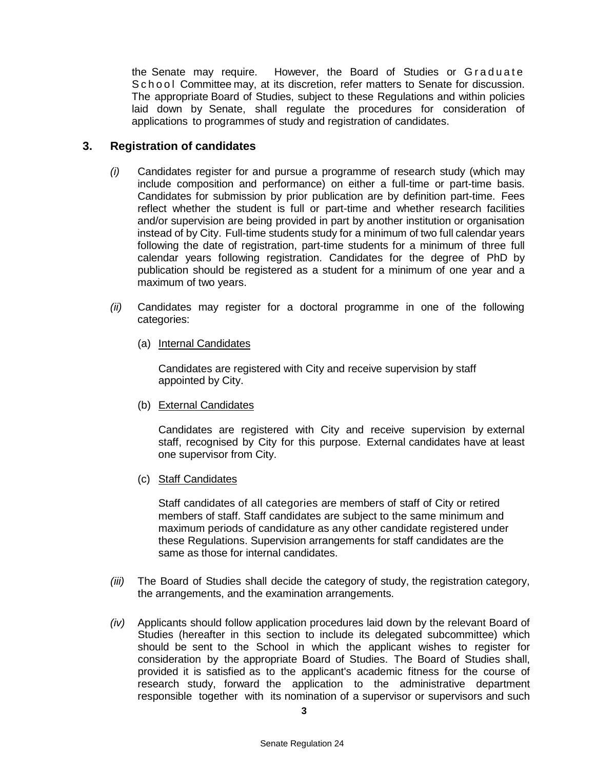the Senate may require. However, the Board of Studies or Graduate School Committee may, at its discretion, refer matters to Senate for discussion. The appropriate Board of Studies, subject to these Regulations and within policies laid down by Senate, shall regulate the procedures for consideration of applications to programmes of study and registration of candidates.

## 3. Registration of candidates

*(i)* Candidates register for and pursue a programme of research study (which may include composition and performance) on either a full-time or part-time basis. Candidates for submission by prior publication are by definition part-time. Fees reflect whether the student is full or part-time and whether research facilities and/or supervision are being provided in part by another institution or organisation instead of by City. Full-time students study for a minimum of two full calendar years following the date of registration, part-time students for a minimum of three full calendar years following registration. Candidates for the degree of PhD by publication should be registered as a student for a minimum of one year and a maximum of two years.

*(ii)* Candidates may register for a doctoral programme in one of the following categories:

(a) Internal Candidates

Candidates are registered with City and receive supervision by staff appointed by City.

(b) External Candidates

Candidates are registered with City and receive supervision by external staff, recognised by City for this purpose. External candidates have at least one supervisor from City.

(c) Staff Candidates

Staff candidates of all categories are members of staff of City or retired members of staff. Staff candidates are subject to the same minimum and maximum periods of candidature as any other candidate registered under these Regulations. Supervision arrangements for staff candidates are the same as those for internal candidates.

*(iii)* The Board of Studies shall decide the category of study, the registration category, the arrangements, and the examination arrangements.

*(iv)* Applicants should follow application procedures laid down by the relevant Board of Studies (hereafter in this section to include its delegated subcommittee) which should be sent to the School in which the applicant wishes to register for consideration by the appropriate Board of Studies. The Board of Studies shall, provided it is satisfied as to the applicant's academic fitness for the course of research study, forward the application to the administrative department responsible together with its nomination of a supervisor or supervisors and such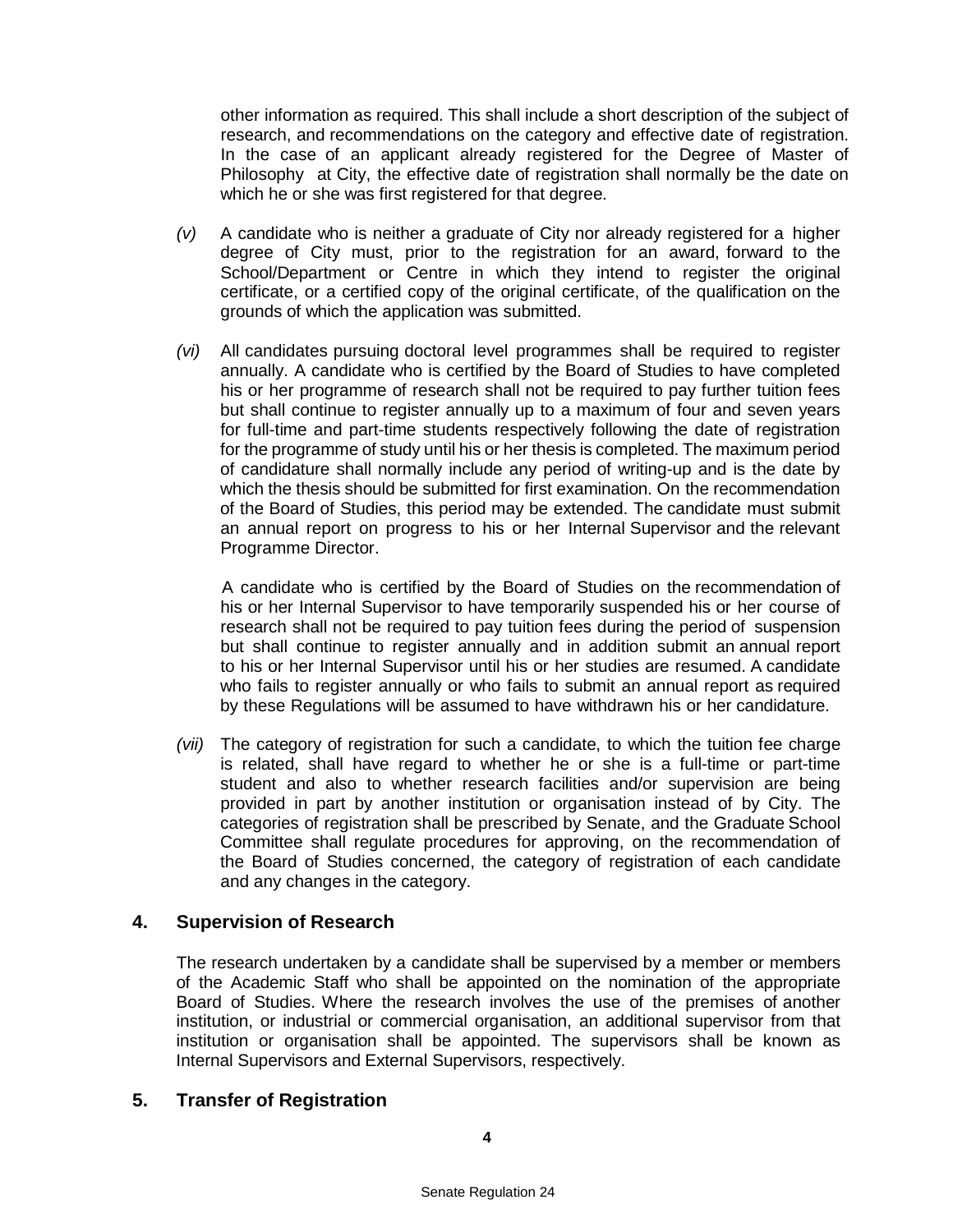other information as required. This shall include a short description of the subject of research, and recommendations on the category and effective date of registration. In the case of an applicant already registered for the Degree of Master of Philosophy at City, the effective date of registration shall normally be the date on which he or she was first registered for that degree.

*(v)* A candidate who is neither a graduate of City nor already registered for a higher degree of City must, prior to the registration for an award, forward to the School/Department or Centre in which they intend to register the original certificate, or a certified copy of the original certificate, of the qualification on the grounds of which the application was submitted.

*(vi)* All candidates pursuing doctoral level programmes shall be required to register annually. A candidate who is certified by the Board of Studies to have completed his or her programme of research shall not be required to pay further tuition fees but shall continue to register annually up to a maximum of four and seven years for full-time and part-time students respectively following the date of registration for the programme of study until his or her thesis is completed. The maximum period of candidature shall normally include any period of writing-up and is the date by which the thesis should be submitted for first examination. On the recommendation of the Board of Studies, this period may be extended. The candidate must submit an annual report on progress to his or her Internal Supervisor and the relevant Programme Director.

A candidate who is certified by the Board of Studies on the recommendation of his or her Internal Supervisor to have temporarily suspended his or her course of research shall not be required to pay tuition fees during the period of suspension but shall continue to register annually and in addition submit an annual report to his or her Internal Supervisor until his or her studies are resumed. A candidate who fails to register annually or who fails to submit an annual report as required by these Regulations will be assumed to have withdrawn his or her candidature.

*(vii)* The category of registration for such a candidate, to which the tuition fee charge is related, shall have regard to whether he or she is a full-time or part-time student and also to whether research facilities and/or supervision are being provided in part by another institution or organisation instead of by City. The categories of registration shall be prescribed by Senate, and the Graduate School Committee shall regulate procedures for approving, on the recommendation of the Board of Studies concerned, the category of registration of each candidate and any changes in the category.

## 4. Supervision of Research

The research undertaken by a candidate shall be supervised by a member or members of the Academic Staff who shall be appointed on the nomination of the appropriate Board of Studies. Where the research involves the use of the premises of another institution, or industrial or commercial organisation, an additional supervisor from that institution or organisation shall be appointed. The supervisors shall be known as Internal Supervisors and External Supervisors, respectively.

## 5. Transfer of Registration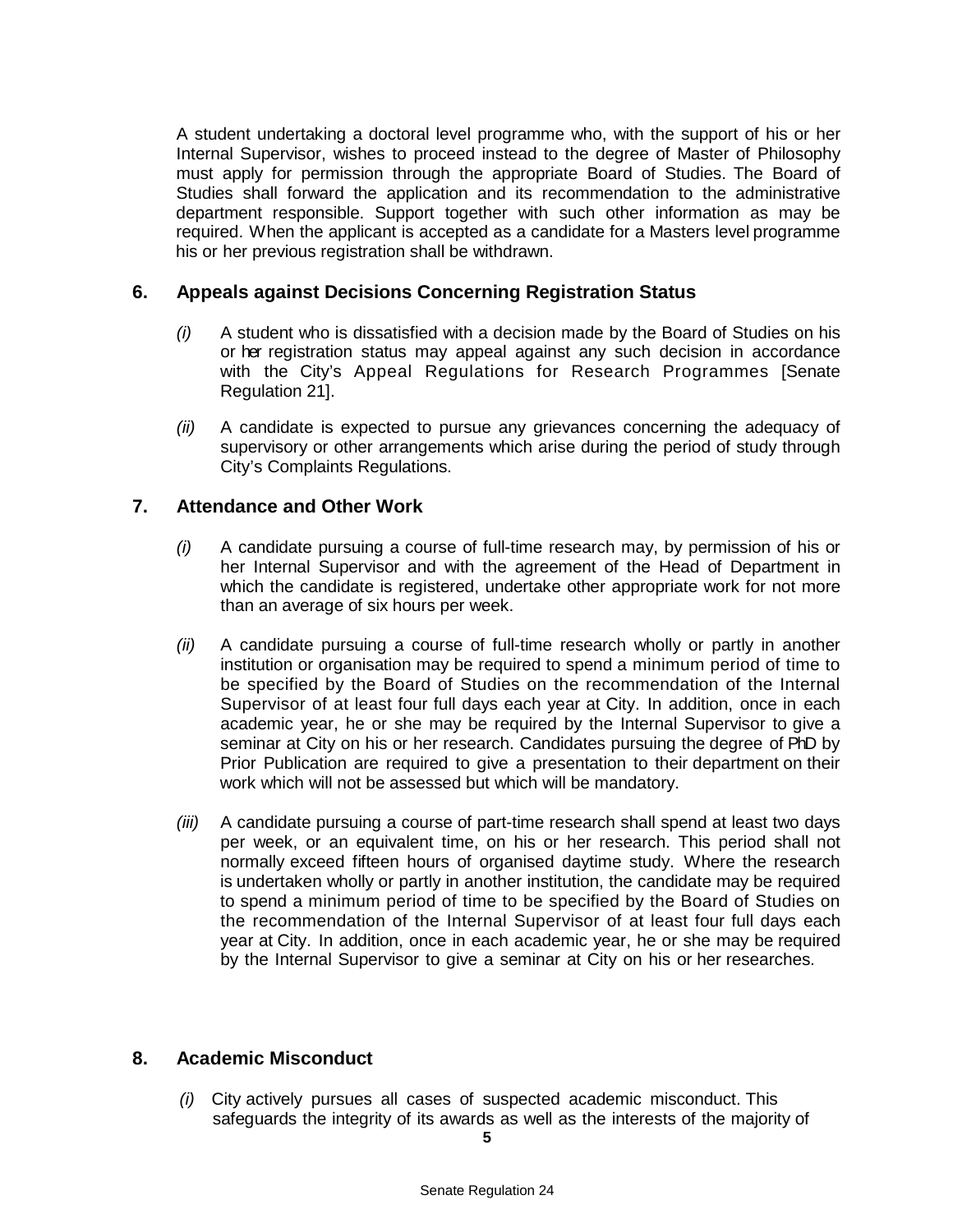A student undertaking a doctoral level programme who, with the support of his or her Internal Supervisor, wishes to proceed instead to the degree of Master of Philosophy must apply for permission through the appropriate Board of Studies. The Board of Studies shall forward the application and its recommendation to the administrative department responsible. Support together with such other information as may be required. When the applicant is accepted as a candidate for a Masters level programme his or her previous registration shall be withdrawn.

## 6. Appeals against Decisions Concerning Registration Status

*(i)* A student who is dissatisfied with a decision made by the Board of Studies on his or her registration status may appeal against any such decision in accordance with the City's Appeal Regulations for Research Programmes [Senate Regulation 21].

*(ii)* A candidate is expected to pursue any grievances concerning the adequacy of supervisory or other arrangements which arise during the period of study through City's Complaints Regulations.

## 7. Attendance and Other Work

*(i)* A candidate pursuing a course of full-time research may, by permission of his or her Internal Supervisor and with the agreement of the Head of Department in which the candidate is registered, undertake other appropriate work for not more than an average of six hours per week.

*(ii)* A candidate pursuing a course of full-time research wholly or partly in another institution or organisation may be required to spend a minimum period of time to be specified by the Board of Studies on the recommendation of the Internal Supervisor of at least four full days each year at City. In addition, once in each academic year, he or she may be required by the Internal Supervisor to give a seminar at City on his or her research. Candidates pursuing the degree of PhD by Prior Publication are required to give a presentation to their department on their work which will not be assessed but which will be mandatory.

*(iii)* A candidate pursuing a course of part-time research shall spend at least two days per week, or an equivalent time, on his or her research. This period shall not normally exceed fifteen hours of organised daytime study. Where the research is undertaken wholly or partly in another institution, the candidate may be required to spend a minimum period of time to be specified by the Board of Studies on the recommendation of the Internal Supervisor of at least four full days each year at City. In addition, once in each academic year, he or she may be required by the Internal Supervisor to give a seminar at City on his or her researches.

## 8. Academic Misconduct

*(i)* City actively pursues all cases of suspected academic misconduct. This safeguards the integrity of its awards as well as the interests of the majority of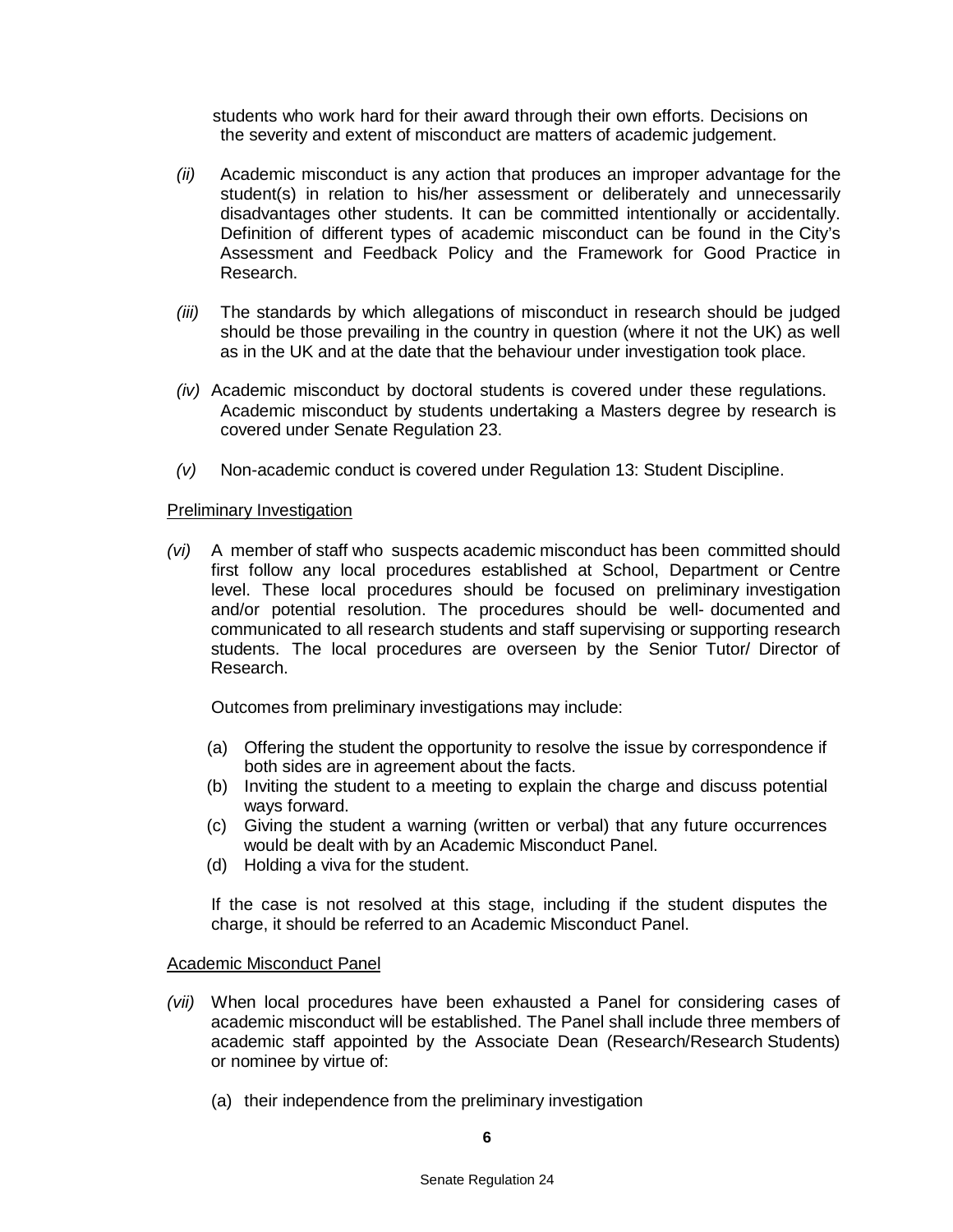students who work hard for their award through their own efforts. Decisions on the severity and extent of misconduct are matters of academic judgement.

*(ii)* Academic misconduct is any action that produces an improper advantage for the student(s) in relation to his/her assessment or deliberately and unnecessarily disadvantages other students. It can be committed intentionally or accidentally. Definition of different types of academic misconduct can be found in the City's Assessment and Feedback Policy and the Framework for Good Practice in Research.

*(iii)* The standards by which allegations of misconduct in research should be judged should be those prevailing in the country in question (where it not the UK) as well as in the UK and at the date that the behaviour under investigation took place.

*(iv)* Academic misconduct by doctoral students is covered under these regulations. Academic misconduct by students undertaking a Masters degree by research is covered under Senate Regulation 23.

*(v)* Non-academic conduct is covered under Regulation 13: Student Discipline.

<u>Preliminary Investigation</u>

*(vi)* A member of staff who suspects academic misconduct has been committed should first follow any local procedures established at School, Department or Centre level. These local procedures should be focused on preliminary investigation and/or potential resolution. The procedures should be well- documented and communicated to all research students and staff supervising or supporting research students. The local procedures are overseen by the Senior Tutor/ Director of Research.

Outcomes from preliminary investigations may include:

(a) Offering the student the opportunity to resolve the issue by correspondence if both sides are in agreement about the facts.
(b) Inviting the student to a meeting to explain the charge and discuss potential ways forward.
(c) Giving the student a warning (written or verbal) that any future occurrences would be dealt with by an Academic Misconduct Panel.
(d) Holding a viva for the student.

If the case is not resolved at this stage, including if the student disputes the charge, it should be referred to an Academic Misconduct Panel.

<u>Academic Misconduct Panel</u>

*(vii)* When local procedures have been exhausted a Panel for considering cases of academic misconduct will be established. The Panel shall include three members of academic staff appointed by the Associate Dean (Research/Research Students) or nominee by virtue of:

(a) their independence from the preliminary investigation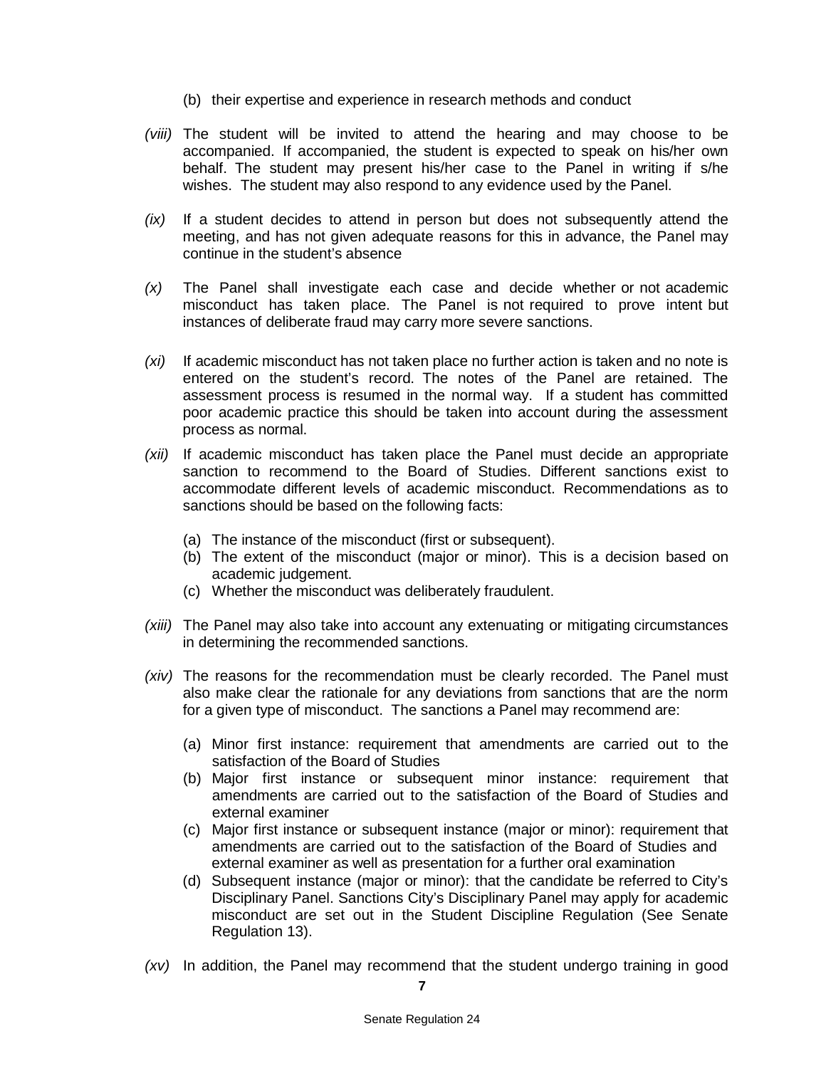(b) their expertise and experience in research methods and conduct

*(viii)* The student will be invited to attend the hearing and may choose to be accompanied. If accompanied, the student is expected to speak on his/her own behalf. The student may present his/her case to the Panel in writing if s/he wishes. The student may also respond to any evidence used by the Panel.

*(ix)* If a student decides to attend in person but does not subsequently attend the meeting, and has not given adequate reasons for this in advance, the Panel may continue in the student's absence

*(x)* The Panel shall investigate each case and decide whether or not academic misconduct has taken place. The Panel is not required to prove intent but instances of deliberate fraud may carry more severe sanctions.

*(xi)* If academic misconduct has not taken place no further action is taken and no note is entered on the student's record. The notes of the Panel are retained. The assessment process is resumed in the normal way. If a student has committed poor academic practice this should be taken into account during the assessment process as normal.

*(xii)* If academic misconduct has taken place the Panel must decide an appropriate sanction to recommend to the Board of Studies. Different sanctions exist to accommodate different levels of academic misconduct. Recommendations as to sanctions should be based on the following facts:

(a) The instance of the misconduct (first or subsequent).
(b) The extent of the misconduct (major or minor). This is a decision based on academic judgement.
(c) Whether the misconduct was deliberately fraudulent.

*(xiii)* The Panel may also take into account any extenuating or mitigating circumstances in determining the recommended sanctions.

*(xiv)* The reasons for the recommendation must be clearly recorded. The Panel must also make clear the rationale for any deviations from sanctions that are the norm for a given type of misconduct. The sanctions a Panel may recommend are:

(a) Minor first instance: requirement that amendments are carried out to the satisfaction of the Board of Studies
(b) Major first instance or subsequent minor instance: requirement that amendments are carried out to the satisfaction of the Board of Studies and external examiner
(c) Major first instance or subsequent instance (major or minor): requirement that amendments are carried out to the satisfaction of the Board of Studies and external examiner as well as presentation for a further oral examination
(d) Subsequent instance (major or minor): that the candidate be referred to City's Disciplinary Panel. Sanctions City's Disciplinary Panel may apply for academic misconduct are set out in the Student Discipline Regulation (See Senate Regulation 13).

*(xv)* In addition, the Panel may recommend that the student undergo training in good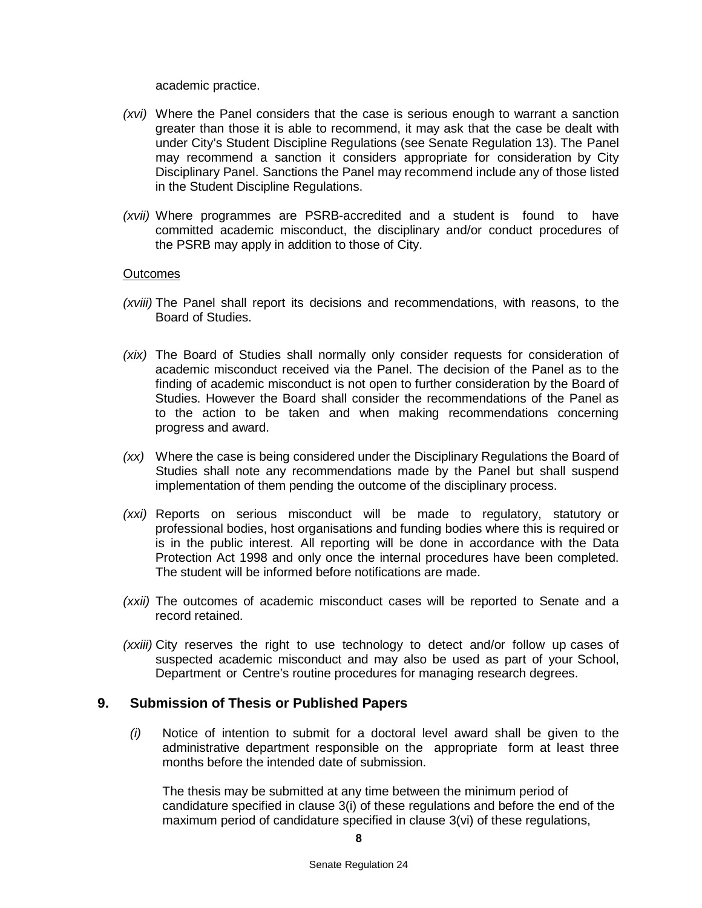academic practice.

*(xvi)* Where the Panel considers that the case is serious enough to warrant a sanction greater than those it is able to recommend, it may ask that the case be dealt with under City's Student Discipline Regulations (see Senate Regulation 13). The Panel may recommend a sanction it considers appropriate for consideration by City Disciplinary Panel. Sanctions the Panel may recommend include any of those listed in the Student Discipline Regulations.

*(xvii)* Where programmes are PSRB-accredited and a student is found to have committed academic misconduct, the disciplinary and/or conduct procedures of the PSRB may apply in addition to those of City.

<u>Outcomes</u>

*(xviii)* The Panel shall report its decisions and recommendations, with reasons, to the Board of Studies.

*(xix)* The Board of Studies shall normally only consider requests for consideration of academic misconduct received via the Panel. The decision of the Panel as to the finding of academic misconduct is not open to further consideration by the Board of Studies. However the Board shall consider the recommendations of the Panel as to the action to be taken and when making recommendations concerning progress and award.

*(xx)* Where the case is being considered under the Disciplinary Regulations the Board of Studies shall note any recommendations made by the Panel but shall suspend implementation of them pending the outcome of the disciplinary process.

*(xxi)* Reports on serious misconduct will be made to regulatory, statutory or professional bodies, host organisations and funding bodies where this is required or is in the public interest. All reporting will be done in accordance with the Data Protection Act 1998 and only once the internal procedures have been completed. The student will be informed before notifications are made.

*(xxii)* The outcomes of academic misconduct cases will be reported to Senate and a record retained.

*(xxiii)* City reserves the right to use technology to detect and/or follow up cases of suspected academic misconduct and may also be used as part of your School, Department or Centre's routine procedures for managing research degrees.

## 9. Submission of Thesis or Published Papers

*(i)* Notice of intention to submit for a doctoral level award shall be given to the administrative department responsible on the appropriate form at least three months before the intended date of submission.

The thesis may be submitted at any time between the minimum period of candidature specified in clause 3(i) of these regulations and before the end of the maximum period of candidature specified in clause 3(vi) of these regulations,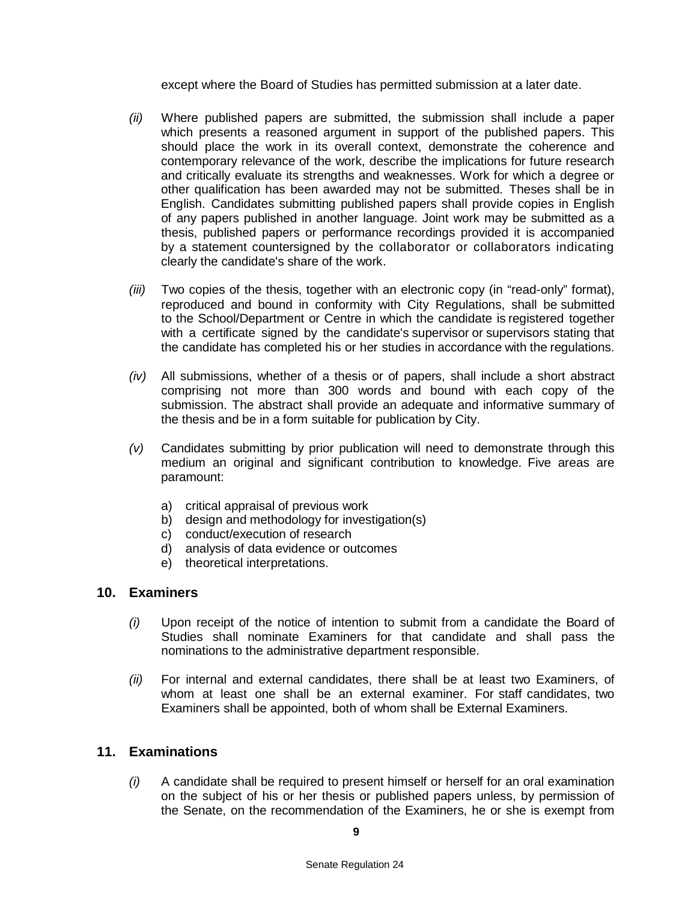except where the Board of Studies has permitted submission at a later date.

*(ii)* Where published papers are submitted, the submission shall include a paper which presents a reasoned argument in support of the published papers. This should place the work in its overall context, demonstrate the coherence and contemporary relevance of the work, describe the implications for future research and critically evaluate its strengths and weaknesses. Work for which a degree or other qualification has been awarded may not be submitted. Theses shall be in English. Candidates submitting published papers shall provide copies in English of any papers published in another language. Joint work may be submitted as a thesis, published papers or performance recordings provided it is accompanied by a statement countersigned by the collaborator or collaborators indicating clearly the candidate's share of the work.

*(iii)* Two copies of the thesis, together with an electronic copy (in "read-only" format), reproduced and bound in conformity with City Regulations, shall be submitted to the School/Department or Centre in which the candidate is registered together with a certificate signed by the candidate's supervisor or supervisors stating that the candidate has completed his or her studies in accordance with the regulations.

*(iv)* All submissions, whether of a thesis or of papers, shall include a short abstract comprising not more than 300 words and bound with each copy of the submission. The abstract shall provide an adequate and informative summary of the thesis and be in a form suitable for publication by City.

*(v)* Candidates submitting by prior publication will need to demonstrate through this medium an original and significant contribution to knowledge. Five areas are paramount:

a) critical appraisal of previous work
b) design and methodology for investigation(s)
c) conduct/execution of research
d) analysis of data evidence or outcomes
e) theoretical interpretations.

## 10. Examiners

*(i)* Upon receipt of the notice of intention to submit from a candidate the Board of Studies shall nominate Examiners for that candidate and shall pass the nominations to the administrative department responsible.

*(ii)* For internal and external candidates, there shall be at least two Examiners, of whom at least one shall be an external examiner. For staff candidates, two Examiners shall be appointed, both of whom shall be External Examiners.

## 11. Examinations

*(i)* A candidate shall be required to present himself or herself for an oral examination on the subject of his or her thesis or published papers unless, by permission of the Senate, on the recommendation of the Examiners, he or she is exempt from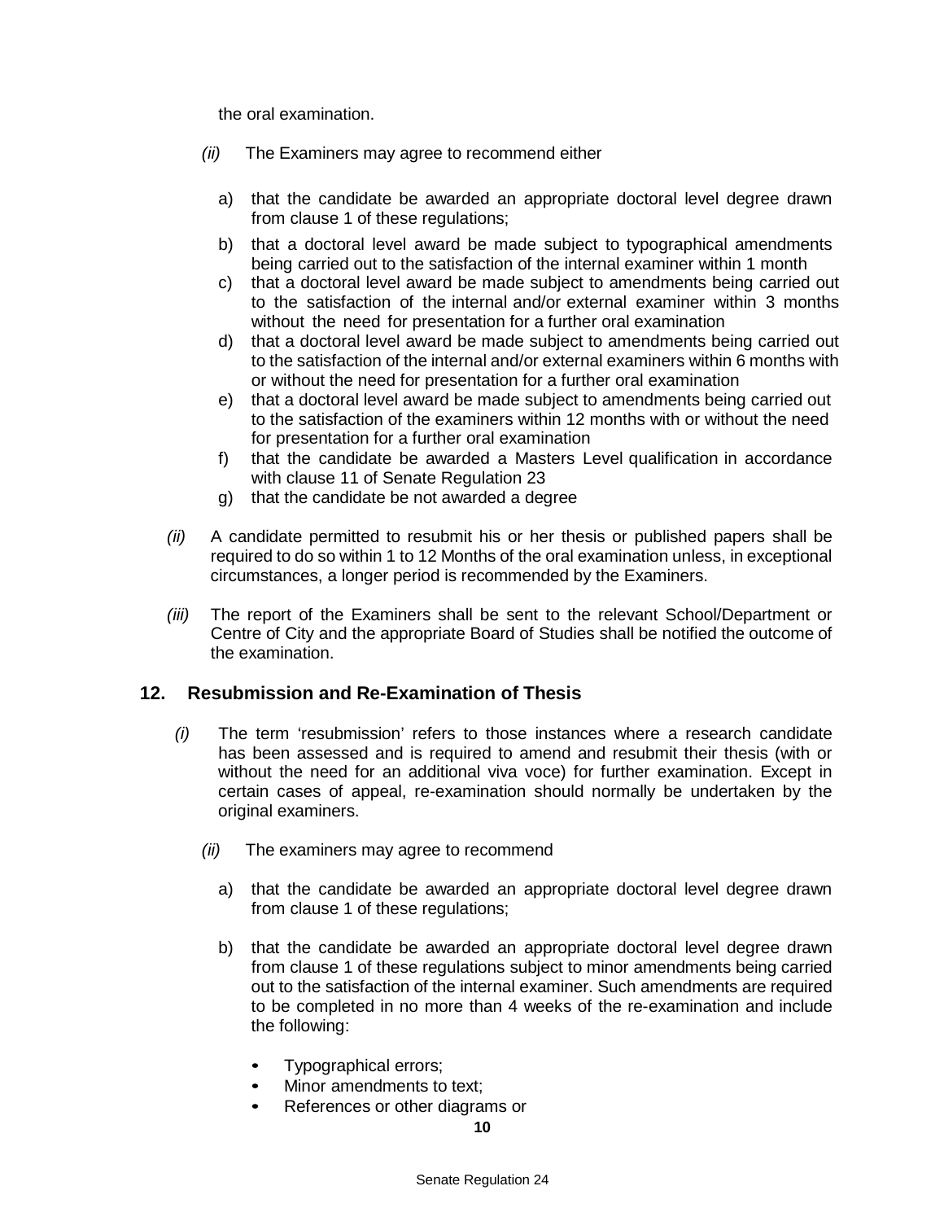the oral examination.

*(ii)* The Examiners may agree to recommend either

a) that the candidate be awarded an appropriate doctoral level degree drawn from clause 1 of these regulations;

b) that a doctoral level award be made subject to typographical amendments being carried out to the satisfaction of the internal examiner within 1 month

c) that a doctoral level award be made subject to amendments being carried out to the satisfaction of the internal and/or external examiner within 3 months without the need for presentation for a further oral examination

d) that a doctoral level award be made subject to amendments being carried out to the satisfaction of the internal and/or external examiners within 6 months with or without the need for presentation for a further oral examination

e) that a doctoral level award be made subject to amendments being carried out to the satisfaction of the examiners within 12 months with or without the need for presentation for a further oral examination

f) that the candidate be awarded a Masters Level qualification in accordance with clause 11 of Senate Regulation 23

g) that the candidate be not awarded a degree

*(ii)* A candidate permitted to resubmit his or her thesis or published papers shall be required to do so within 1 to 12 Months of the oral examination unless, in exceptional circumstances, a longer period is recommended by the Examiners.

*(iii)* The report of the Examiners shall be sent to the relevant School/Department or Centre of City and the appropriate Board of Studies shall be notified the outcome of the examination.

## 12. Resubmission and Re-Examination of Thesis

*(i)* The term ‘resubmission’ refers to those instances where a research candidate has been assessed and is required to amend and resubmit their thesis (with or without the need for an additional viva voce) for further examination. Except in certain cases of appeal, re-examination should normally be undertaken by the original examiners.

*(ii)* The examiners may agree to recommend

a) that the candidate be awarded an appropriate doctoral level degree drawn from clause 1 of these regulations;

b) that the candidate be awarded an appropriate doctoral level degree drawn from clause 1 of these regulations subject to minor amendments being carried out to the satisfaction of the internal examiner. Such amendments are required to be completed in no more than 4 weeks of the re-examination and include the following:

- Typographical errors;
- Minor amendments to text;
- References or other diagrams or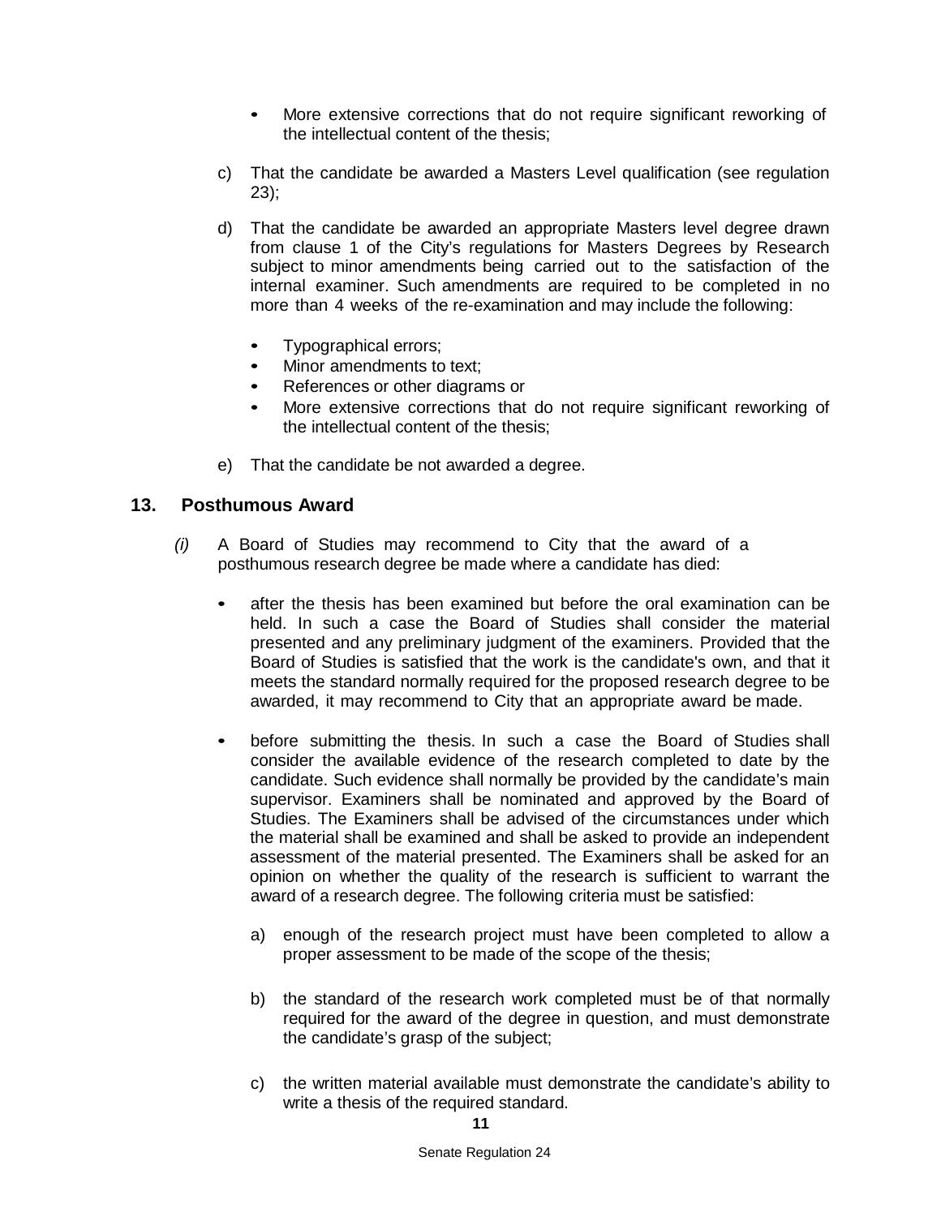- More extensive corrections that do not require significant reworking of the intellectual content of the thesis;

c) That the candidate be awarded a Masters Level qualification (see regulation 23);

d) That the candidate be awarded an appropriate Masters level degree drawn from clause 1 of the City's regulations for Masters Degrees by Research subject to minor amendments being carried out to the satisfaction of the internal examiner. Such amendments are required to be completed in no more than 4 weeks of the re-examination and may include the following:

   - Typographical errors;
   - Minor amendments to text;
   - References or other diagrams or
   - More extensive corrections that do not require significant reworking of the intellectual content of the thesis;

e) That the candidate be not awarded a degree.

## 13. Posthumous Award

*(i)* A Board of Studies may recommend to City that the award of a posthumous research degree be made where a candidate has died:

- after the thesis has been examined but before the oral examination can be held. In such a case the Board of Studies shall consider the material presented and any preliminary judgment of the examiners. Provided that the Board of Studies is satisfied that the work is the candidate's own, and that it meets the standard normally required for the proposed research degree to be awarded, it may recommend to City that an appropriate award be made.

- before submitting the thesis. In such a case the Board of Studies shall consider the available evidence of the research completed to date by the candidate. Such evidence shall normally be provided by the candidate's main supervisor. Examiners shall be nominated and approved by the Board of Studies. The Examiners shall be advised of the circumstances under which the material shall be examined and shall be asked to provide an independent assessment of the material presented. The Examiners shall be asked for an opinion on whether the quality of the research is sufficient to warrant the award of a research degree. The following criteria must be satisfied:

  a) enough of the research project must have been completed to allow a proper assessment to be made of the scope of the thesis;

  b) the standard of the research work completed must be of that normally required for the award of the degree in question, and must demonstrate the candidate's grasp of the subject;

  c) the written material available must demonstrate the candidate's ability to write a thesis of the required standard.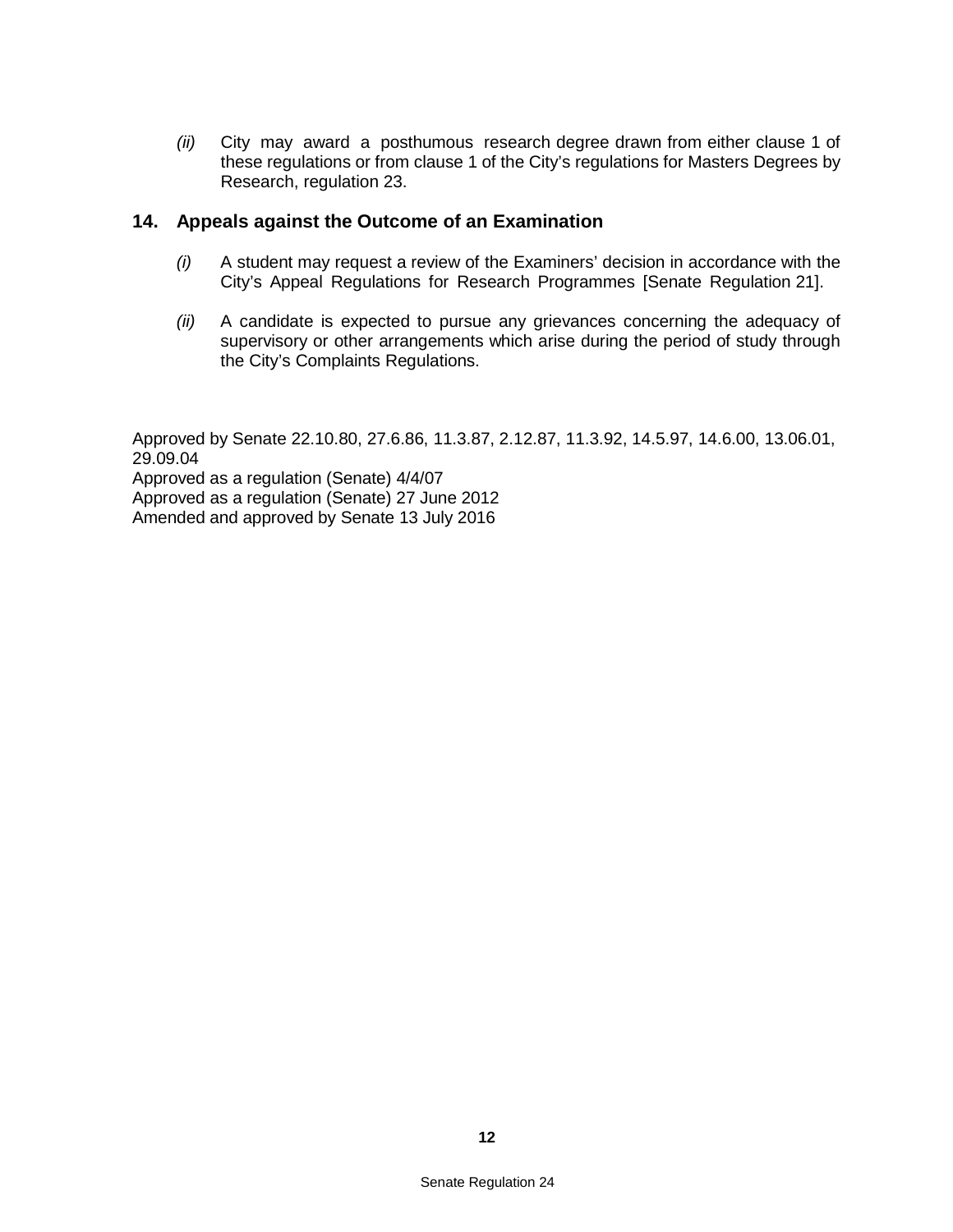*(ii)* City may award a posthumous research degree drawn from either clause 1 of these regulations or from clause 1 of the City's regulations for Masters Degrees by Research, regulation 23.

## 14. Appeals against the Outcome of an Examination

*(i)* A student may request a review of the Examiners' decision in accordance with the City's Appeal Regulations for Research Programmes [Senate Regulation 21].

*(ii)* A candidate is expected to pursue any grievances concerning the adequacy of supervisory or other arrangements which arise during the period of study through the City's Complaints Regulations.

Approved by Senate 22.10.80, 27.6.86, 11.3.87, 2.12.87, 11.3.92, 14.5.97, 14.6.00, 13.06.01, 29.09.04
Approved as a regulation (Senate) 4/4/07
Approved as a regulation (Senate) 27 June 2012
Amended and approved by Senate 13 July 2016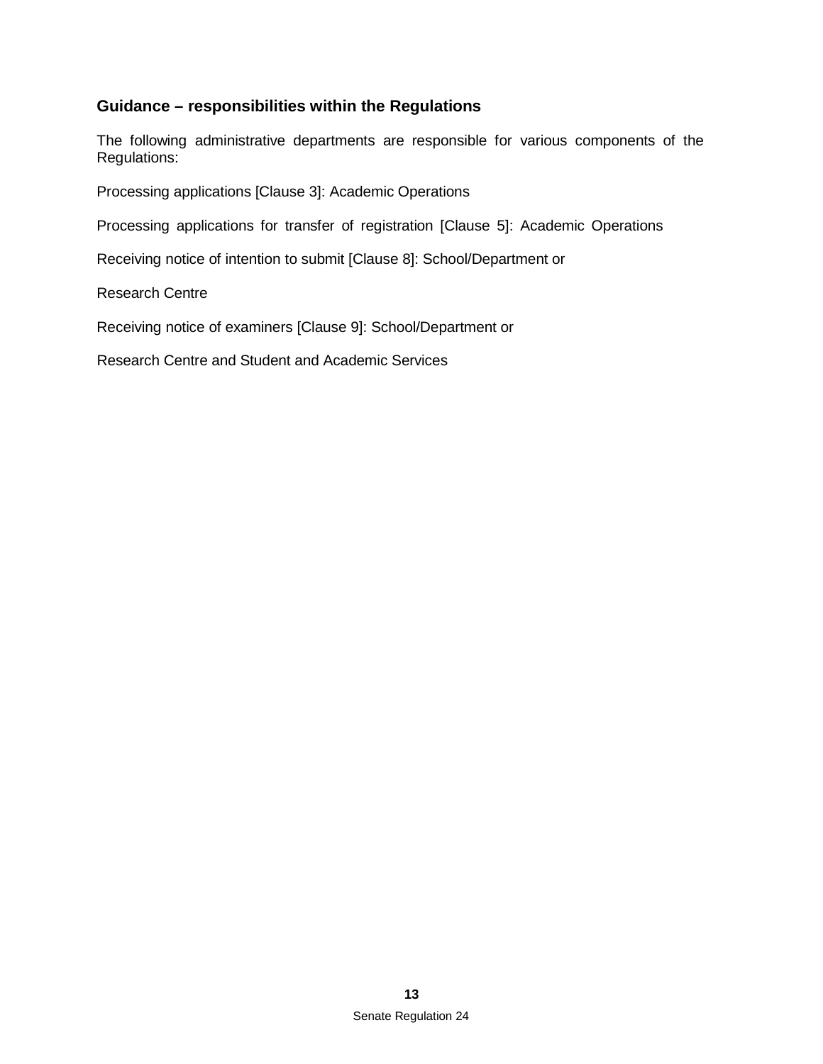### Guidance – responsibilities within the Regulations

The following administrative departments are responsible for various components of the Regulations:

Processing applications [Clause 3]: Academic Operations

Processing applications for transfer of registration [Clause 5]: Academic Operations

Receiving notice of intention to submit [Clause 8]: School/Department or

Research Centre

Receiving notice of examiners [Clause 9]: School/Department or

Research Centre and Student and Academic Services